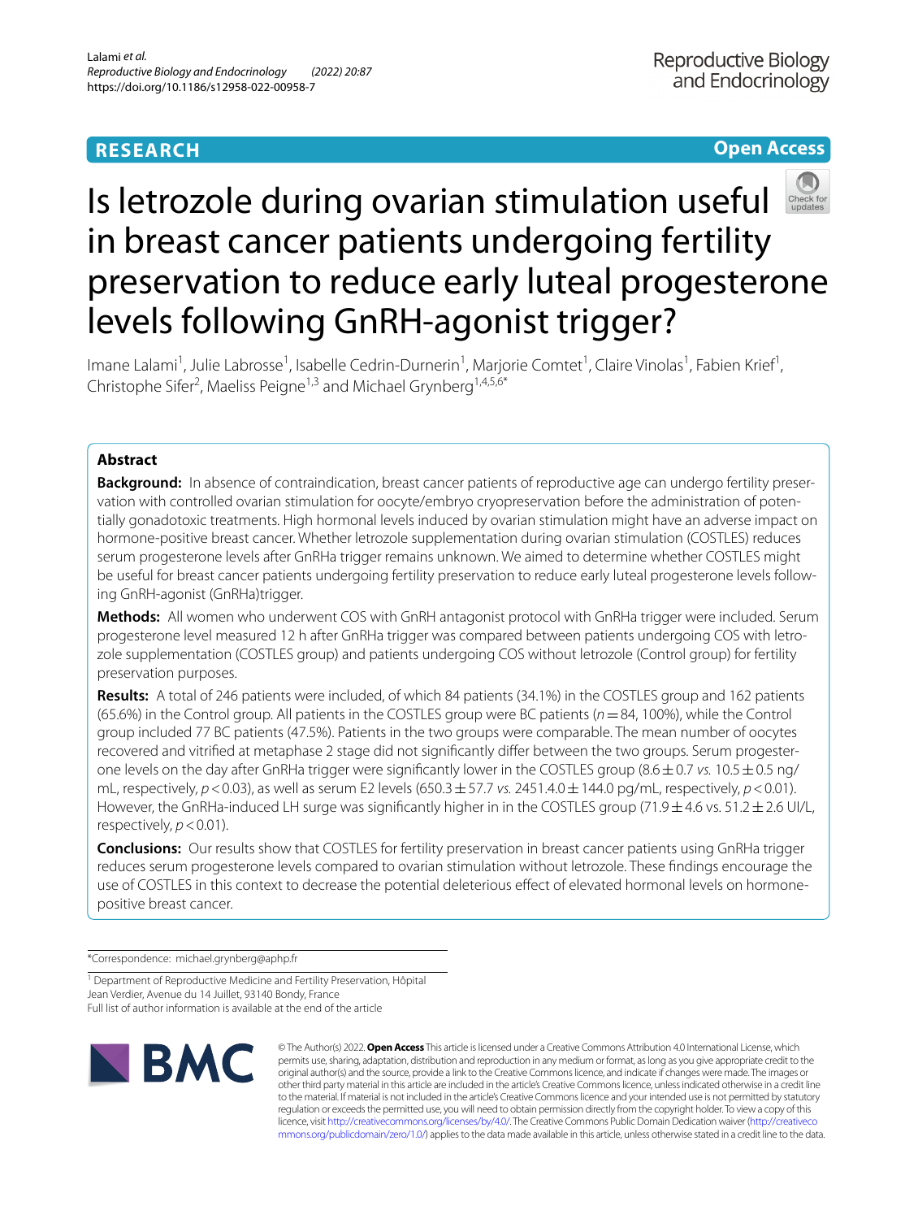RESEARCH

Open Access

# Is letrozole during ovarian stimulation useful in breast cancer patients undergoing fertility preservation to reduce early luteal progesterone levels following GnRH-agonist trigger?

Imane Lalami[1], Julie Labrosse[1], Isabelle Cedrin-Durnerin[1], Marjorie Comtet[1], Claire Vinolas[1], Fabien Krief[1], Christophe Sifer[2], Maeliss Peigne[1,3] and Michael Grynberg[1,4,5,6*]

## Abstract

**Background:** In absence of contraindication, breast cancer patients of reproductive age can undergo fertility preservation with controlled ovarian stimulation for oocyte/embryo cryopreservation before the administration of potentially gonadotoxic treatments. High hormonal levels induced by ovarian stimulation might have an adverse impact on hormone-positive breast cancer. Whether letrozole supplementation during ovarian stimulation (COSTLES) reduces serum progesterone levels after GnRHa trigger remains unknown. We aimed to determine whether COSTLES might be useful for breast cancer patients undergoing fertility preservation to reduce early luteal progesterone levels following GnRH-agonist (GnRHa)trigger.

**Methods:** All women who underwent COS with GnRH antagonist protocol with GnRHa trigger were included. Serum progesterone level measured 12 h after GnRHa trigger was compared between patients undergoing COS with letrozole supplementation (COSTLES group) and patients undergoing COS without letrozole (Control group) for fertility preservation purposes.

**Results:** A total of 246 patients were included, of which 84 patients (34.1%) in the COSTLES group and 162 patients (65.6%) in the Control group. All patients in the COSTLES group were BC patients ($n = 84$, 100%), while the Control group included 77 BC patients (47.5%). Patients in the two groups were comparable. The mean number of oocytes recovered and vitrified at metaphase 2 stage did not significantly differ between the two groups. Serum progesterone levels on the day after GnRHa trigger were significantly lower in the COSTLES group ($8.6 \pm 0.7$ *vs.* $10.5 \pm 0.5$ ng/mL, respectively, $p < 0.03$), as well as serum E2 levels ($650.3 \pm 57.7$ *vs.* $2451.4.0 \pm 144.0$ pg/mL, respectively, $p < 0.01$). However, the GnRHa-induced LH surge was significantly higher in in the COSTLES group ($71.9 \pm 4.6$ vs. $51.2 \pm 2.6$ UI/L, respectively, $p < 0.01$).

**Conclusions:** Our results show that COSTLES for fertility preservation in breast cancer patients using GnRHa trigger reduces serum progesterone levels compared to ovarian stimulation without letrozole. These findings encourage the use of COSTLES in this context to decrease the potential deleterious effect of elevated hormonal levels on hormone-positive breast cancer.

*Correspondence: michael.grynberg@aphp.fr

[1] Department of Reproductive Medicine and Fertility Preservation, Hôpital Jean Verdier, Avenue du 14 Juillet, 93140 Bondy, France
Full list of author information is available at the end of the article

© The Author(s) 2022. **Open Access** This article is licensed under a Creative Commons Attribution 4.0 International License, which permits use, sharing, adaptation, distribution and reproduction in any medium or format, as long as you give appropriate credit to the original author(s) and the source, provide a link to the Creative Commons licence, and indicate if changes were made. The images or other third party material in this article are included in the article's Creative Commons licence, unless indicated otherwise in a credit line to the material. If material is not included in the article's Creative Commons licence and your intended use is not permitted by statutory regulation or exceeds the permitted use, you will need to obtain permission directly from the copyright holder. To view a copy of this licence, visit http://creativecommons.org/licenses/by/4.0/. The Creative Commons Public Domain Dedication waiver (http://creativecommons.org/publicdomain/zero/1.0/) applies to the data made available in this article, unless otherwise stated in a credit line to the data.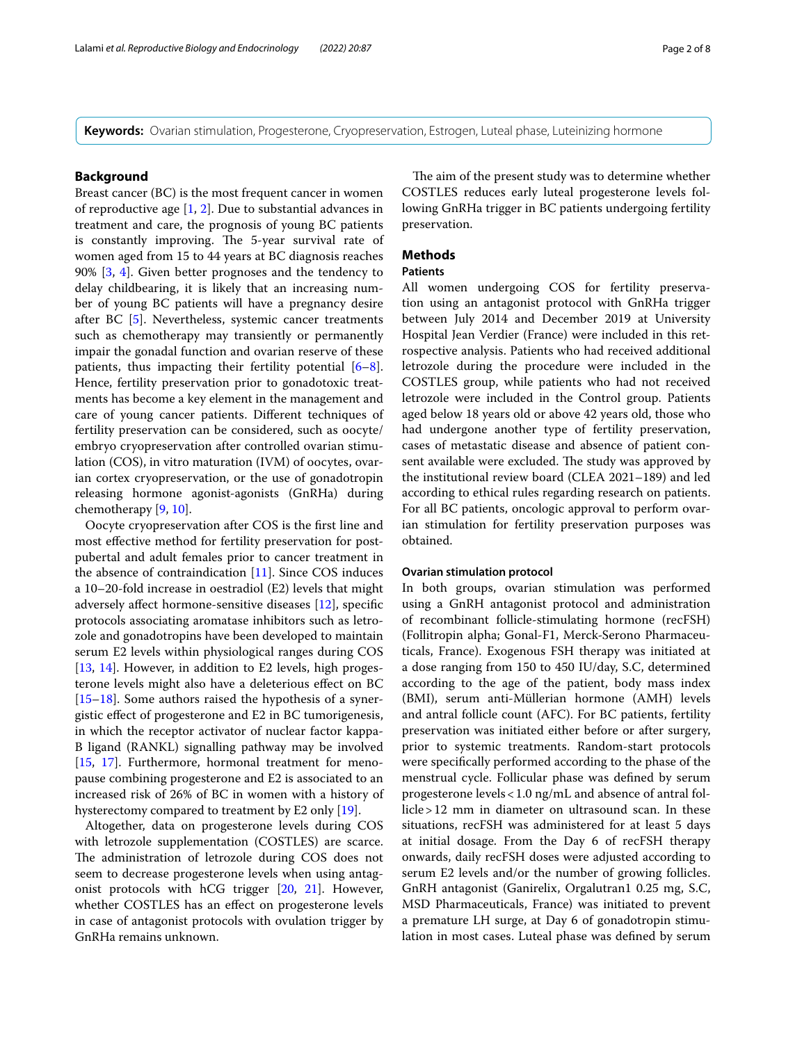**Keywords:** Ovarian stimulation, Progesterone, Cryopreservation, Estrogen, Luteal phase, Luteinizing hormone

## Background

Breast cancer (BC) is the most frequent cancer in women of reproductive age [1, 2]. Due to substantial advances in treatment and care, the prognosis of young BC patients is constantly improving. The 5-year survival rate of women aged from 15 to 44 years at BC diagnosis reaches 90% [3, 4]. Given better prognoses and the tendency to delay childbearing, it is likely that an increasing number of young BC patients will have a pregnancy desire after BC [5]. Nevertheless, systemic cancer treatments such as chemotherapy may transiently or permanently impair the gonadal function and ovarian reserve of these patients, thus impacting their fertility potential [6–8]. Hence, fertility preservation prior to gonadotoxic treatments has become a key element in the management and care of young cancer patients. Different techniques of fertility preservation can be considered, such as oocyte/embryo cryopreservation after controlled ovarian stimulation (COS), in vitro maturation (IVM) of oocytes, ovarian cortex cryopreservation, or the use of gonadotropin releasing hormone agonist-agonists (GnRHa) during chemotherapy [9, 10].

Oocyte cryopreservation after COS is the first line and most effective method for fertility preservation for post-pubertal and adult females prior to cancer treatment in the absence of contraindication [11]. Since COS induces a 10–20-fold increase in oestradiol (E2) levels that might adversely affect hormone-sensitive diseases [12], specific protocols associating aromatase inhibitors such as letrozole and gonadotropins have been developed to maintain serum E2 levels within physiological ranges during COS [13, 14]. However, in addition to E2 levels, high progesterone levels might also have a deleterious effect on BC [15–18]. Some authors raised the hypothesis of a synergistic effect of progesterone and E2 in BC tumorigenesis, in which the receptor activator of nuclear factor kappa-B ligand (RANKL) signalling pathway may be involved [15, 17]. Furthermore, hormonal treatment for menopause combining progesterone and E2 is associated to an increased risk of 26% of BC in women with a history of hysterectomy compared to treatment by E2 only [19].

Altogether, data on progesterone levels during COS with letrozole supplementation (COSTLES) are scarce. The administration of letrozole during COS does not seem to decrease progesterone levels when using antagonist protocols with hCG trigger [20, 21]. However, whether COSTLES has an effect on progesterone levels in case of antagonist protocols with ovulation trigger by GnRHa remains unknown.

The aim of the present study was to determine whether COSTLES reduces early luteal progesterone levels following GnRHa trigger in BC patients undergoing fertility preservation.

## Methods

### Patients

All women undergoing COS for fertility preservation using an antagonist protocol with GnRHa trigger between July 2014 and December 2019 at University Hospital Jean Verdier (France) were included in this retrospective analysis. Patients who had received additional letrozole during the procedure were included in the COSTLES group, while patients who had not received letrozole were included in the Control group. Patients aged below 18 years old or above 42 years old, those who had undergone another type of fertility preservation, cases of metastatic disease and absence of patient consent available were excluded. The study was approved by the institutional review board (CLEA 2021–189) and led according to ethical rules regarding research on patients. For all BC patients, oncologic approval to perform ovarian stimulation for fertility preservation purposes was obtained.

#### Ovarian stimulation protocol

In both groups, ovarian stimulation was performed using a GnRH antagonist protocol and administration of recombinant follicle-stimulating hormone (recFSH) (Follitropin alpha; Gonal-F1, Merck-Serono Pharmaceuticals, France). Exogenous FSH therapy was initiated at a dose ranging from 150 to 450 IU/day, S.C, determined according to the age of the patient, body mass index (BMI), serum anti-Müllerian hormone (AMH) levels and antral follicle count (AFC). For BC patients, fertility preservation was initiated either before or after surgery, prior to systemic treatments. Random-start protocols were specifically performed according to the phase of the menstrual cycle. Follicular phase was defined by serum progesterone levels < 1.0 ng/mL and absence of antral follicle > 12 mm in diameter on ultrasound scan. In these situations, recFSH was administered for at least 5 days at initial dosage. From the Day 6 of recFSH therapy onwards, daily recFSH doses were adjusted according to serum E2 levels and/or the number of growing follicles. GnRH antagonist (Ganirelix, Orgalutran1 0.25 mg, S.C, MSD Pharmaceuticals, France) was initiated to prevent a premature LH surge, at Day 6 of gonadotropin stimulation in most cases. Luteal phase was defined by serum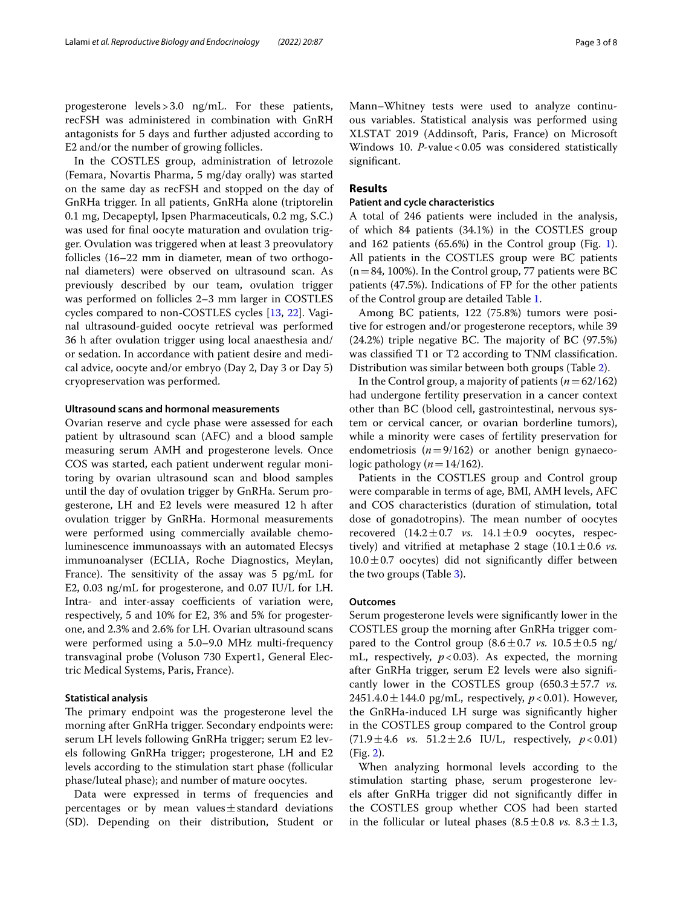progesterone levels > 3.0 ng/mL. For these patients, recFSH was administered in combination with GnRH antagonists for 5 days and further adjusted according to E2 and/or the number of growing follicles.

In the COSTLES group, administration of letrozole (Femara, Novartis Pharma, 5 mg/day orally) was started on the same day as recFSH and stopped on the day of GnRHa trigger. In all patients, GnRHa alone (triptorelin 0.1 mg, Decapeptyl, Ipsen Pharmaceuticals, 0.2 mg, S.C.) was used for final oocyte maturation and ovulation trigger. Ovulation was triggered when at least 3 preovulatory follicles (16–22 mm in diameter, mean of two orthogonal diameters) were observed on ultrasound scan. As previously described by our team, ovulation trigger was performed on follicles 2–3 mm larger in COSTLES cycles compared to non-COSTLES cycles [13, 22]. Vaginal ultrasound-guided oocyte retrieval was performed 36 h after ovulation trigger using local anaesthesia and/or sedation. In accordance with patient desire and medical advice, oocyte and/or embryo (Day 2, Day 3 or Day 5) cryopreservation was performed.

### Ultrasound scans and hormonal measurements

Ovarian reserve and cycle phase were assessed for each patient by ultrasound scan (AFC) and a blood sample measuring serum AMH and progesterone levels. Once COS was started, each patient underwent regular monitoring by ovarian ultrasound scan and blood samples until the day of ovulation trigger by GnRHa. Serum progesterone, LH and E2 levels were measured 12 h after ovulation trigger by GnRHa. Hormonal measurements were performed using commercially available chemoluminescence immunoassays with an automated Elecsys immunoanalyser (ECLIA, Roche Diagnostics, Meylan, France). The sensitivity of the assay was 5 pg/mL for E2, 0.03 ng/mL for progesterone, and 0.07 IU/L for LH. Intra- and inter-assay coefficients of variation were, respectively, 5 and 10% for E2, 3% and 5% for progesterone, and 2.3% and 2.6% for LH. Ovarian ultrasound scans were performed using a 5.0–9.0 MHz multi-frequency transvaginal probe (Voluson 730 Expert1, General Electric Medical Systems, Paris, France).

### Statistical analysis

The primary endpoint was the progesterone level the morning after GnRHa trigger. Secondary endpoints were: serum LH levels following GnRHa trigger; serum E2 levels following GnRHa trigger; progesterone, LH and E2 levels according to the stimulation start phase (follicular phase/luteal phase); and number of mature oocytes.

Data were expressed in terms of frequencies and percentages or by mean values ± standard deviations (SD). Depending on their distribution, Student or Mann–Whitney tests were used to analyze continuous variables. Statistical analysis was performed using XLSTAT 2019 (Addinsoft, Paris, France) on Microsoft Windows 10. *P*-value < 0.05 was considered statistically significant.

## Results

### Patient and cycle characteristics

A total of 246 patients were included in the analysis, of which 84 patients (34.1%) in the COSTLES group and 162 patients (65.6%) in the Control group (Fig. 1). All patients in the COSTLES group were BC patients (n = 84, 100%). In the Control group, 77 patients were BC patients (47.5%). Indications of FP for the other patients of the Control group are detailed Table 1.

Among BC patients, 122 (75.8%) tumors were positive for estrogen and/or progesterone receptors, while 39 (24.2%) triple negative BC. The majority of BC (97.5%) was classified T1 or T2 according to TNM classification. Distribution was similar between both groups (Table 2).

In the Control group, a majority of patients ($n = 62/162$) had undergone fertility preservation in a cancer context other than BC (blood cell, gastrointestinal, nervous system or cervical cancer, or ovarian borderline tumors), while a minority were cases of fertility preservation for endometriosis ($n = 9/162$) or another benign gynaecologic pathology ($n = 14/162$).

Patients in the COSTLES group and Control group were comparable in terms of age, BMI, AMH levels, AFC and COS characteristics (duration of stimulation, total dose of gonadotropins). The mean number of oocytes recovered (14.2 ± 0.7 *vs.* 14.1 ± 0.9 oocytes, respectively) and vitrified at metaphase 2 stage (10.1 ± 0.6 *vs.* 10.0 ± 0.7 oocytes) did not significantly differ between the two groups (Table 3).

### Outcomes

Serum progesterone levels were significantly lower in the COSTLES group the morning after GnRHa trigger compared to the Control group (8.6 ± 0.7 *vs.* 10.5 ± 0.5 ng/mL, respectively, $p < 0.03$). As expected, the morning after GnRHa trigger, serum E2 levels were also significantly lower in the COSTLES group (650.3 ± 57.7 *vs.* 2451.4.0 ± 144.0 pg/mL, respectively, $p < 0.01$). However, the GnRHa-induced LH surge was significantly higher in the COSTLES group compared to the Control group (71.9 ± 4.6 *vs.* 51.2 ± 2.6 IU/L, respectively, $p < 0.01$) (Fig. 2).

When analyzing hormonal levels according to the stimulation starting phase, serum progesterone levels after GnRHa trigger did not significantly differ in the COSTLES group whether COS had been started in the follicular or luteal phases (8.5 ± 0.8 *vs.* 8.3 ± 1.3,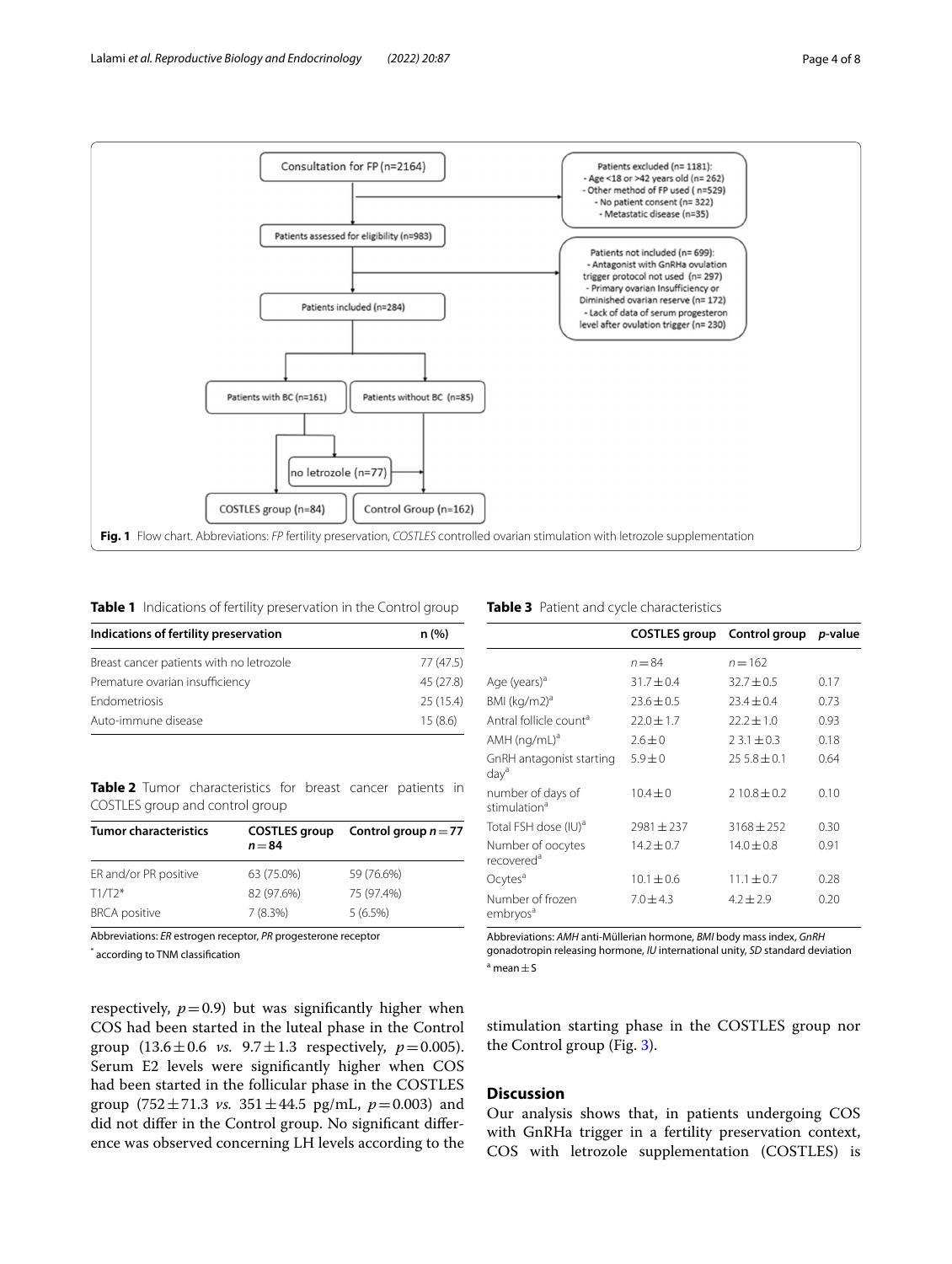Consultation for FP (n=2164)

Patients excluded (n= 1181):
- Age <18 or >42 years old (n= 262)
- Other method of FP used ( n=529)
- No patient consent (n= 322)
- Metastatic disease (n=35)

Patients assessed for eligibility (n=983)

Patients not included (n= 699):
- Antagonist with GnRHa ovulation trigger protocol not used (n= 297)
- Primary ovarian Insufficiency or Diminished ovarian reserve (n= 172)
- Lack of data of serum progesteron level after ovulation trigger (n= 230)

Patients included (n=284)

Patients with BC (n=161)

Patients without BC (n=85)

no letrozole (n=77)

COSTLES group (n=84)

Control Group (n=162)

**Fig. 1** Flow chart. Abbreviations: *FP* fertility preservation, *COSTLES* controlled ovarian stimulation with letrozole supplementation

**Table 1** Indications of fertility preservation in the Control group

| Indications of fertility preservation | n (%) |
|---|---|
| Breast cancer patients with no letrozole | 77 (47.5) |
| Premature ovarian insufficiency | 45 (27.8) |
| Endometriosis | 25 (15.4) |
| Auto-immune disease | 15 (8.6) |

**Table 2** Tumor characteristics for breast cancer patients in COSTLES group and control group

| Tumor characteristics | COSTLES group $n=84$ | Control group $n=77$ |
|---|---|---|
| ER and/or PR positive | 63 (75.0%) | 59 (76.6%) |
| T1/T2* | 82 (97.6%) | 75 (97.4%) |
| BRCA positive | 7 (8.3%) | 5 (6.5%) |

Abbreviations: *ER* estrogen receptor, *PR* progesterone receptor

* according to TNM classification

respectively, $p=0.9$) but was significantly higher when COS had been started in the luteal phase in the Control group ($13.6 \pm 0.6$ *vs.* $9.7 \pm 1.3$ respectively, $p=0.005$). Serum E2 levels were significantly higher when COS had been started in the follicular phase in the COSTLES group ($752 \pm 71.3$ *vs.* $351 \pm 44.5$ pg/mL, $p=0.003$) and did not differ in the Control group. No significant difference was observed concerning LH levels according to the stimulation starting phase in the COSTLES group nor the Control group (Fig. 3).

**Table 3** Patient and cycle characteristics

| | COSTLES group | Control group | *p*-value |
|---|---|---|---|
| | $n=84$ | $n=162$ | |
| Age (years)[a] | $31.7 \pm 0.4$ | $32.7 \pm 0.5$ | 0.17 |
| BMI (kg/m2)[a] | $23.6 \pm 0.5$ | $23.4 \pm 0.4$ | 0.73 |
| Antral follicle count[a] | $22.0 \pm 1.7$ | $22.2 \pm 1.0$ | 0.93 |
| AMH (ng/mL)[a] | $2.6 \pm 0$ | 2 $3.1 \pm 0.3$ | 0.18 |
| GnRH antagonist starting day[a] | $5.9 \pm 0$ | 25 $5.8 \pm 0.1$ | 0.64 |
| number of days of stimulation[a] | $10.4 \pm 0$ | 2 $10.8 \pm 0.2$ | 0.10 |
| Total FSH dose (IU)[a] | $2981 \pm 237$ | $3168 \pm 252$ | 0.30 |
| Number of oocytes recovered[a] | $14.2 \pm 0.7$ | $14.0 \pm 0.8$ | 0.91 |
| Ocytes[a] | $10.1 \pm 0.6$ | $11.1 \pm 0.7$ | 0.28 |
| Number of frozen embryos[a] | $7.0 \pm 4.3$ | $4.2 \pm 2.9$ | 0.20 |

Abbreviations: *AMH* anti-Müllerian hormone, *BMI* body mass index, *GnRH* gonadotropin releasing hormone, *IU* international unity, *SD* standard deviation

[a] mean ± S

## Discussion

Our analysis shows that, in patients undergoing COS with GnRHa trigger in a fertility preservation context, COS with letrozole supplementation (COSTLES) is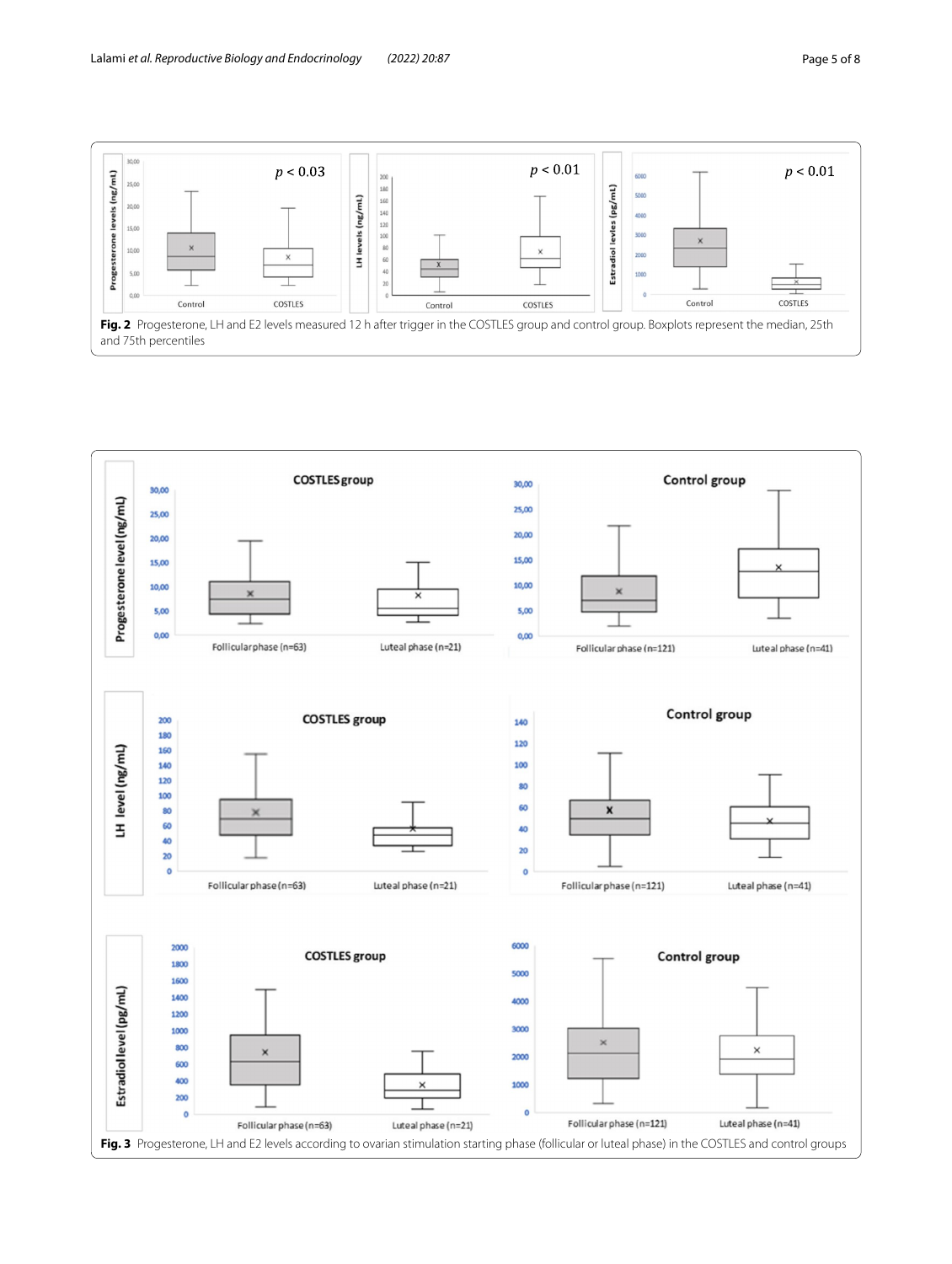**Fig. 2** Progesterone, LH and E2 levels measured 12 h after trigger in the COSTLES group and control group. Boxplots represent the median, 25th and 75th percentiles

**Fig. 3** Progesterone, LH and E2 levels according to ovarian stimulation starting phase (follicular or luteal phase) in the COSTLES and control groups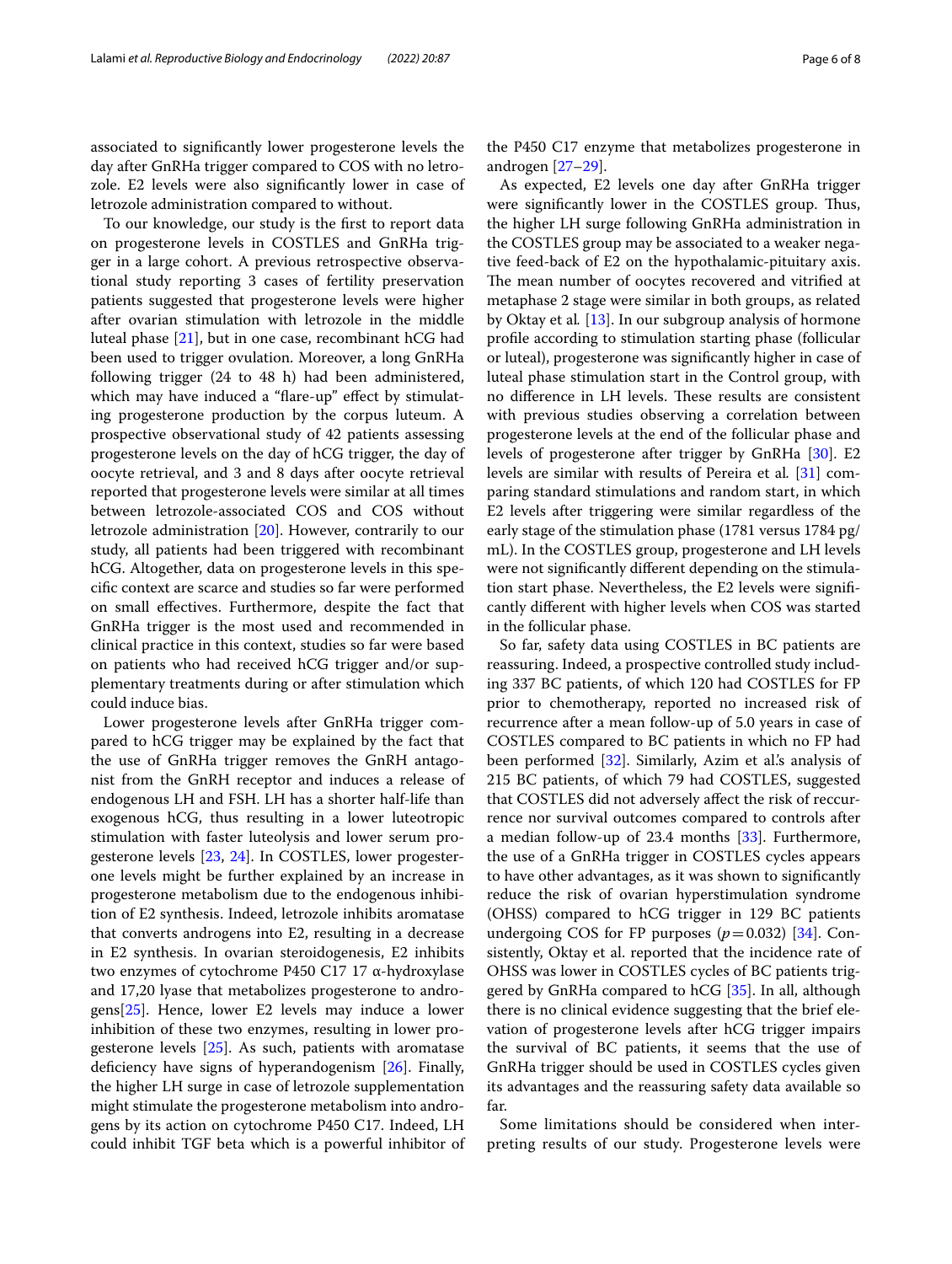associated to significantly lower progesterone levels the day after GnRHa trigger compared to COS with no letrozole. E2 levels were also significantly lower in case of letrozole administration compared to without.

To our knowledge, our study is the first to report data on progesterone levels in COSTLES and GnRHa trigger in a large cohort. A previous retrospective observational study reporting 3 cases of fertility preservation patients suggested that progesterone levels were higher after ovarian stimulation with letrozole in the middle luteal phase [21], but in one case, recombinant hCG had been used to trigger ovulation. Moreover, a long GnRHa following trigger (24 to 48 h) had been administered, which may have induced a "flare-up" effect by stimulating progesterone production by the corpus luteum. A prospective observational study of 42 patients assessing progesterone levels on the day of hCG trigger, the day of oocyte retrieval, and 3 and 8 days after oocyte retrieval reported that progesterone levels were similar at all times between letrozole-associated COS and COS without letrozole administration [20]. However, contrarily to our study, all patients had been triggered with recombinant hCG. Altogether, data on progesterone levels in this specific context are scarce and studies so far were performed on small effectives. Furthermore, despite the fact that GnRHa trigger is the most used and recommended in clinical practice in this context, studies so far were based on patients who had received hCG trigger and/or supplementary treatments during or after stimulation which could induce bias.

Lower progesterone levels after GnRHa trigger compared to hCG trigger may be explained by the fact that the use of GnRHa trigger removes the GnRH antagonist from the GnRH receptor and induces a release of endogenous LH and FSH. LH has a shorter half-life than exogenous hCG, thus resulting in a lower luteotropic stimulation with faster luteolysis and lower serum progesterone levels [23, 24]. In COSTLES, lower progesterone levels might be further explained by an increase in progesterone metabolism due to the endogenous inhibition of E2 synthesis. Indeed, letrozole inhibits aromatase that converts androgens into E2, resulting in a decrease in E2 synthesis. In ovarian steroidogenesis, E2 inhibits two enzymes of cytochrome P450 C17 17 α-hydroxylase and 17,20 lyase that metabolizes progesterone to androgens[25]. Hence, lower E2 levels may induce a lower inhibition of these two enzymes, resulting in lower progesterone levels [25]. As such, patients with aromatase deficiency have signs of hyperandogenism [26]. Finally, the higher LH surge in case of letrozole supplementation might stimulate the progesterone metabolism into androgens by its action on cytochrome P450 C17. Indeed, LH could inhibit TGF beta which is a powerful inhibitor of the P450 C17 enzyme that metabolizes progesterone in androgen [27–29].

As expected, E2 levels one day after GnRHa trigger were significantly lower in the COSTLES group. Thus, the higher LH surge following GnRHa administration in the COSTLES group may be associated to a weaker negative feed-back of E2 on the hypothalamic-pituitary axis. The mean number of oocytes recovered and vitrified at metaphase 2 stage were similar in both groups, as related by Oktay et al. [13]. In our subgroup analysis of hormone profile according to stimulation starting phase (follicular or luteal), progesterone was significantly higher in case of luteal phase stimulation start in the Control group, with no difference in LH levels. These results are consistent with previous studies observing a correlation between progesterone levels at the end of the follicular phase and levels of progesterone after trigger by GnRHa [30]. E2 levels are similar with results of Pereira et al. [31] comparing standard stimulations and random start, in which E2 levels after triggering were similar regardless of the early stage of the stimulation phase (1781 versus 1784 pg/mL). In the COSTLES group, progesterone and LH levels were not significantly different depending on the stimulation start phase. Nevertheless, the E2 levels were significantly different with higher levels when COS was started in the follicular phase.

So far, safety data using COSTLES in BC patients are reassuring. Indeed, a prospective controlled study including 337 BC patients, of which 120 had COSTLES for FP prior to chemotherapy, reported no increased risk of recurrence after a mean follow-up of 5.0 years in case of COSTLES compared to BC patients in which no FP had been performed [32]. Similarly, Azim et al.'s analysis of 215 BC patients, of which 79 had COSTLES, suggested that COSTLES did not adversely affect the risk of reccurrence nor survival outcomes compared to controls after a median follow-up of 23.4 months [33]. Furthermore, the use of a GnRHa trigger in COSTLES cycles appears to have other advantages, as it was shown to significantly reduce the risk of ovarian hyperstimulation syndrome (OHSS) compared to hCG trigger in 129 BC patients undergoing COS for FP purposes ($p = 0.032$) [34]. Consistently, Oktay et al. reported that the incidence rate of OHSS was lower in COSTLES cycles of BC patients triggered by GnRHa compared to hCG [35]. In all, although there is no clinical evidence suggesting that the brief elevation of progesterone levels after hCG trigger impairs the survival of BC patients, it seems that the use of GnRHa trigger should be used in COSTLES cycles given its advantages and the reassuring safety data available so far.

Some limitations should be considered when interpreting results of our study. Progesterone levels were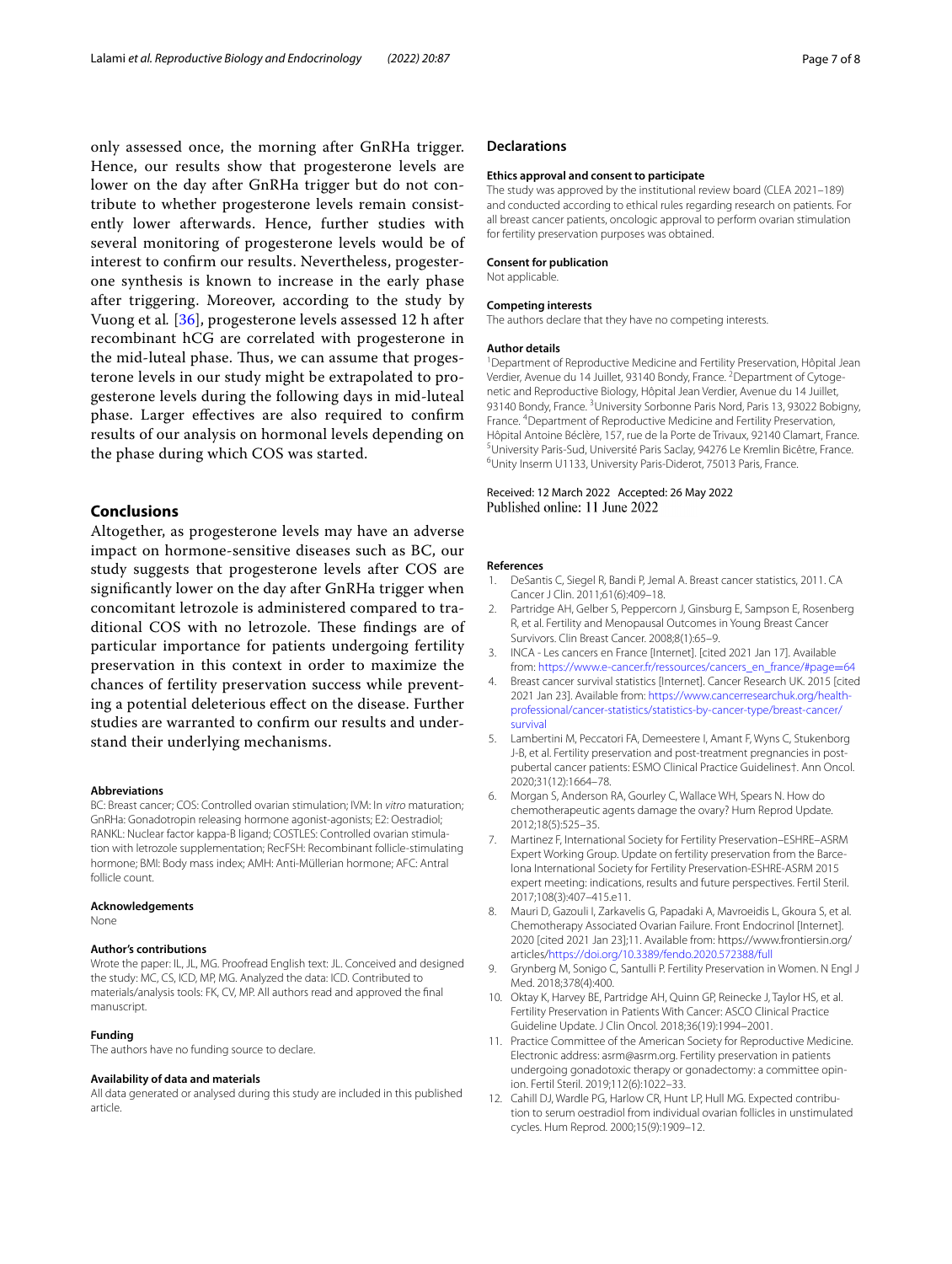only assessed once, the morning after GnRHa trigger. Hence, our results show that progesterone levels are lower on the day after GnRHa trigger but do not contribute to whether progesterone levels remain consistently lower afterwards. Hence, further studies with several monitoring of progesterone levels would be of interest to confirm our results. Nevertheless, progesterone synthesis is known to increase in the early phase after triggering. Moreover, according to the study by Vuong et al. [36], progesterone levels assessed 12 h after recombinant hCG are correlated with progesterone in the mid-luteal phase. Thus, we can assume that progesterone levels in our study might be extrapolated to progesterone levels during the following days in mid-luteal phase. Larger effectives are also required to confirm results of our analysis on hormonal levels depending on the phase during which COS was started.

## Conclusions

Altogether, as progesterone levels may have an adverse impact on hormone-sensitive diseases such as BC, our study suggests that progesterone levels after COS are significantly lower on the day after GnRHa trigger when concomitant letrozole is administered compared to traditional COS with no letrozole. These findings are of particular importance for patients undergoing fertility preservation in this context in order to maximize the chances of fertility preservation success while preventing a potential deleterious effect on the disease. Further studies are warranted to confirm our results and understand their underlying mechanisms.

#### Abbreviations

BC: Breast cancer; COS: Controlled ovarian stimulation; IVM: In *vitro* maturation; GnRHa: Gonadotropin releasing hormone agonist-agonists; E2: Oestradiol; RANKL: Nuclear factor kappa-B ligand; COSTLES: Controlled ovarian stimulation with letrozole supplementation; RecFSH: Recombinant follicle-stimulating hormone; BMI: Body mass index; AMH: Anti-Müllerian hormone; AFC: Antral follicle count.

#### Acknowledgements

None

#### Author's contributions

Wrote the paper: IL, JL, MG. Proofread English text: JL. Conceived and designed the study: MC, CS, ICD, MP, MG. Analyzed the data: ICD. Contributed to materials/analysis tools: FK, CV, MP. All authors read and approved the final manuscript.

#### Funding

The authors have no funding source to declare.

#### Availability of data and materials

All data generated or analysed during this study are included in this published article.

## Declarations

#### Ethics approval and consent to participate

The study was approved by the institutional review board (CLEA 2021–189) and conducted according to ethical rules regarding research on patients. For all breast cancer patients, oncologic approval to perform ovarian stimulation for fertility preservation purposes was obtained.

#### Consent for publication

Not applicable.

#### Competing interests

The authors declare that they have no competing interests.

#### Author details

[1]Department of Reproductive Medicine and Fertility Preservation, Hôpital Jean Verdier, Avenue du 14 Juillet, 93140 Bondy, France. [2]Department of Cytogenetic and Reproductive Biology, Hôpital Jean Verdier, Avenue du 14 Juillet, 93140 Bondy, France. [3]University Sorbonne Paris Nord, Paris 13, 93022 Bobigny, France. [4]Department of Reproductive Medicine and Fertility Preservation, Hôpital Antoine Béclère, 157, rue de la Porte de Trivaux, 92140 Clamart, France. [5]University Paris-Sud, Université Paris Saclay, 94276 Le Kremlin Bicêtre, France. [6]Unity Inserm U1133, University Paris-Diderot, 75013 Paris, France.

Received: 12 March 2022 Accepted: 26 May 2022
Published online: 11 June 2022

## References

1. DeSantis C, Siegel R, Bandi P, Jemal A. Breast cancer statistics, 2011. CA Cancer J Clin. 2011;61(6):409–18.
2. Partridge AH, Gelber S, Peppercorn J, Ginsburg E, Sampson E, Rosenberg R, et al. Fertility and Menopausal Outcomes in Young Breast Cancer Survivors. Clin Breast Cancer. 2008;8(1):65–9.
3. INCA - Les cancers en France [Internet]. [cited 2021 Jan 17]. Available from: https://www.e-cancer.fr/ressources/cancers_en_france/#page=64
4. Breast cancer survival statistics [Internet]. Cancer Research UK. 2015 [cited 2021 Jan 23]. Available from: https://www.cancerresearchuk.org/health-professional/cancer-statistics/statistics-by-cancer-type/breast-cancer/survival
5. Lambertini M, Peccatori FA, Demeestere I, Amant F, Wyns C, Stukenborg J-B, et al. Fertility preservation and post-treatment pregnancies in post-pubertal cancer patients: ESMO Clinical Practice Guidelines†. Ann Oncol. 2020;31(12):1664–78.
6. Morgan S, Anderson RA, Gourley C, Wallace WH, Spears N. How do chemotherapeutic agents damage the ovary? Hum Reprod Update. 2012;18(5):525–35.
7. Martinez F, International Society for Fertility Preservation–ESHRE–ASRM Expert Working Group. Update on fertility preservation from the Barcelona International Society for Fertility Preservation-ESHRE-ASRM 2015 expert meeting: indications, results and future perspectives. Fertil Steril. 2017;108(3):407–415.e11.
8. Mauri D, Gazouli I, Zarkavelis G, Papadaki A, Mavroeidis L, Gkoura S, et al. Chemotherapy Associated Ovarian Failure. Front Endocrinol [Internet]. 2020 [cited 2021 Jan 23];11. Available from: https://www.frontiersin.org/articles/https://doi.org/10.3389/fendo.2020.572388/full
9. Grynberg M, Sonigo C, Santulli P. Fertility Preservation in Women. N Engl J Med. 2018;378(4):400.
10. Oktay K, Harvey BE, Partridge AH, Quinn GP, Reinecke J, Taylor HS, et al. Fertility Preservation in Patients With Cancer: ASCO Clinical Practice Guideline Update. J Clin Oncol. 2018;36(19):1994–2001.
11. Practice Committee of the American Society for Reproductive Medicine. Electronic address: asrm@asrm.org. Fertility preservation in patients undergoing gonadotoxic therapy or gonadectomy: a committee opinion. Fertil Steril. 2019;112(6):1022–33.
12. Cahill DJ, Wardle PG, Harlow CR, Hunt LP, Hull MG. Expected contribution to serum oestradiol from individual ovarian follicles in unstimulated cycles. Hum Reprod. 2000;15(9):1909–12.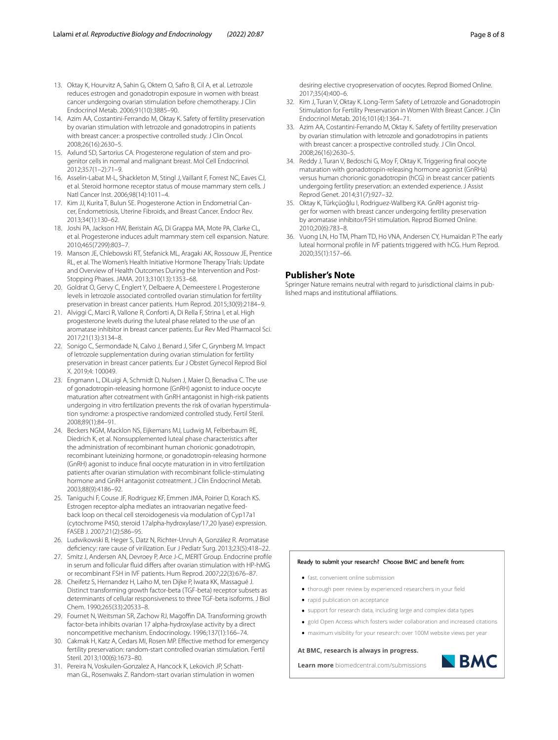13. Oktay K, Hourvitz A, Sahin G, Oktem O, Safro B, Cil A, et al. Letrozole reduces estrogen and gonadotropin exposure in women with breast cancer undergoing ovarian stimulation before chemotherapy. J Clin Endocrinol Metab. 2006;91(10):3885–90.
14. Azim AA, Costantini-Ferrando M, Oktay K. Safety of fertility preservation by ovarian stimulation with letrozole and gonadotropins in patients with breast cancer: a prospective controlled study. J Clin Oncol. 2008;26(16):2630–5.
15. Axlund SD, Sartorius CA. Progesterone regulation of stem and progenitor cells in normal and malignant breast. Mol Cell Endocrinol. 2012;357(1–2):71–9.
16. Asselin-Labat M-L, Shackleton M, Stingl J, Vaillant F, Forrest NC, Eaves CJ, et al. Steroid hormone receptor status of mouse mammary stem cells. J Natl Cancer Inst. 2006;98(14):1011–4.
17. Kim JJ, Kurita T, Bulun SE. Progesterone Action in Endometrial Cancer, Endometriosis, Uterine Fibroids, and Breast Cancer. Endocr Rev. 2013;34(1):130–62.
18. Joshi PA, Jackson HW, Beristain AG, Di Grappa MA, Mote PA, Clarke CL, et al. Progesterone induces adult mammary stem cell expansion. Nature. 2010;465(7299):803–7.
19. Manson JE, Chlebowski RT, Stefanick ML, Aragaki AK, Rossouw JE, Prentice RL, et al. The Women's Health Initiative Hormone Therapy Trials: Update and Overview of Health Outcomes During the Intervention and Post-Stopping Phases. JAMA. 2013;310(13):1353–68.
20. Goldrat O, Gervy C, Englert Y, Delbaere A, Demeestere I. Progesterone levels in letrozole associated controlled ovarian stimulation for fertility preservation in breast cancer patients. Hum Reprod. 2015;30(9):2184–9.
21. Alviggi C, Marci R, Vallone R, Conforti A, Di Rella F, Strina I, et al. High progesterone levels during the luteal phase related to the use of an aromatase inhibitor in breast cancer patients. Eur Rev Med Pharmacol Sci. 2017;21(13):3134–8.
22. Sonigo C, Sermondade N, Calvo J, Benard J, Sifer C, Grynberg M. Impact of letrozole supplementation during ovarian stimulation for fertility preservation in breast cancer patients. Eur J Obstet Gynecol Reprod Biol X. 2019;4: 100049.
23. Engmann L, DiLuigi A, Schmidt D, Nulsen J, Maier D, Benadiva C. The use of gonadotropin-releasing hormone (GnRH) agonist to induce oocyte maturation after cotreatment with GnRH antagonist in high-risk patients undergoing in vitro fertilization prevents the risk of ovarian hyperstimulation syndrome: a prospective randomized controlled study. Fertil Steril. 2008;89(1):84–91.
24. Beckers NGM, Macklon NS, Eijkemans MJ, Ludwig M, Felberbaum RE, Diedrich K, et al. Nonsupplemented luteal phase characteristics after the administration of recombinant human chorionic gonadotropin, recombinant luteinizing hormone, or gonadotropin-releasing hormone (GnRH) agonist to induce final oocyte maturation in in vitro fertilization patients after ovarian stimulation with recombinant follicle-stimulating hormone and GnRH antagonist cotreatment. J Clin Endocrinol Metab. 2003;88(9):4186–92.
25. Taniguchi F, Couse JF, Rodriguez KF, Emmen JMA, Poirier D, Korach KS. Estrogen receptor-alpha mediates an intraovarian negative feedback loop on thecal cell steroidogenesis via modulation of Cyp17a1 (cytochrome P450, steroid 17alpha-hydroxylase/17,20 lyase) expression. FASEB J. 2007;21(2):586–95.
26. Ludwikowski B, Heger S, Datz N, Richter-Unruh A, González R. Aromatase deficiency: rare cause of virilization. Eur J Pediatr Surg. 2013;23(5):418–22.
27. Smitz J, Andersen AN, Devroey P, Arce J-C, MERIT Group. Endocrine profile in serum and follicular fluid differs after ovarian stimulation with HP-hMG or recombinant FSH in IVF patients. Hum Reprod. 2007;22(3):676–87.
28. Cheifetz S, Hernandez H, Laiho M, ten Dijke P, Iwata KK, Massagué J. Distinct transforming growth factor-beta (TGF-beta) receptor subsets as determinants of cellular responsiveness to three TGF-beta isoforms. J Biol Chem. 1990;265(33):20533–8.
29. Fournet N, Weitsman SR, Zachow RJ, Magoffin DA. Transforming growth factor-beta inhibits ovarian 17 alpha-hydroxylase activity by a direct noncompetitive mechanism. Endocrinology. 1996;137(1):166–74.
30. Cakmak H, Katz A, Cedars MI, Rosen MP. Effective method for emergency fertility preservation: random-start controlled ovarian stimulation. Fertil Steril. 2013;100(6):1673–80.
31. Pereira N, Voskuilen-Gonzalez A, Hancock K, Lekovich JP, Schattman GL, Rosenwaks Z. Random-start ovarian stimulation in women desiring elective cryopreservation of oocytes. Reprod Biomed Online. 2017;35(4):400–6.
32. Kim J, Turan V, Oktay K. Long-Term Safety of Letrozole and Gonadotropin Stimulation for Fertility Preservation in Women With Breast Cancer. J Clin Endocrinol Metab. 2016;101(4):1364–71.
33. Azim AA, Costantini-Ferrando M, Oktay K. Safety of fertility preservation by ovarian stimulation with letrozole and gonadotropins in patients with breast cancer: a prospective controlled study. J Clin Oncol. 2008;26(16):2630–5.
34. Reddy J, Turan V, Bedoschi G, Moy F, Oktay K. Triggering final oocyte maturation with gonadotropin-releasing hormone agonist (GnRHa) versus human chorionic gonadotropin (hCG) in breast cancer patients undergoing fertility preservation: an extended experience. J Assist Reprod Genet. 2014;31(7):927–32.
35. Oktay K, Türkçüoğlu I, Rodriguez-Wallberg KA. GnRH agonist trigger for women with breast cancer undergoing fertility preservation by aromatase inhibitor/FSH stimulation. Reprod Biomed Online. 2010;20(6):783–8.
36. Vuong LN, Ho TM, Pham TD, Ho VNA, Andersen CY, Humaidan P. The early luteal hormonal profile in IVF patients triggered with hCG. Hum Reprod. 2020;35(1):157–66.

## Publisher's Note

Springer Nature remains neutral with regard to jurisdictional claims in published maps and institutional affiliations.

Ready to submit your research? Choose BMC and benefit from:

- fast, convenient online submission
- thorough peer review by experienced researchers in your field
- rapid publication on acceptance
- support for research data, including large and complex data types
- gold Open Access which fosters wider collaboration and increased citations
- maximum visibility for your research: over 100M website views per year

**At BMC, research is always in progress.**

**Learn more** biomedcentral.com/submissions